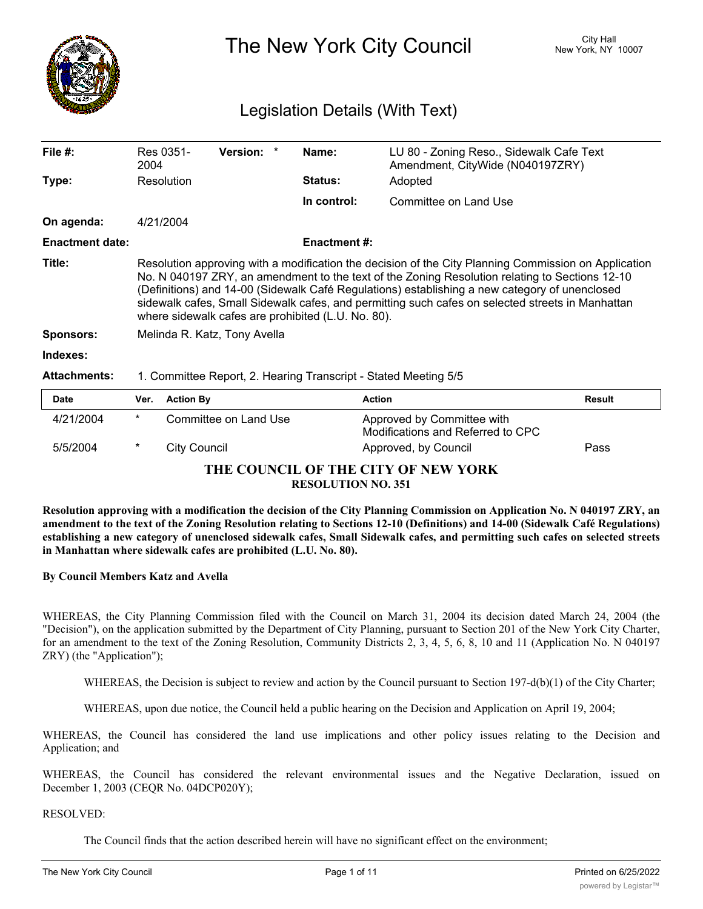# The New York City Council

City Hall
New York, NY 10007

## Legislation Details (With Text)

| | | | |
|---|---|---|---|
| **File #:** | Res 0351-2004 **Version:** * | **Name:** | LU 80 - Zoning Reso., Sidewalk Cafe Text Amendment, CityWide (N040197ZRY) |
| **Type:** | Resolution | **Status:** | Adopted |
| | | **In control:** | Committee on Land Use |
| **On agenda:** | 4/21/2004 | | |
| **Enactment date:** | | **Enactment #:** | |

**Title:** Resolution approving with a modification the decision of the City Planning Commission on Application No. N 040197 ZRY, an amendment to the text of the Zoning Resolution relating to Sections 12-10 (Definitions) and 14-00 (Sidewalk Café Regulations) establishing a new category of unenclosed sidewalk cafes, Small Sidewalk cafes, and permitting such cafes on selected streets in Manhattan where sidewalk cafes are prohibited (L.U. No. 80).

**Sponsors:** Melinda R. Katz, Tony Avella

**Indexes:**

**Attachments:** 1. Committee Report, 2. Hearing Transcript - Stated Meeting 5/5

| Date | Ver. | Action By | Action | Result |
|---|---|---|---|---|
| 4/21/2004 | * | Committee on Land Use | Approved by Committee with Modifications and Referred to CPC | |
| 5/5/2004 | * | City Council | Approved, by Council | Pass |

**THE COUNCIL OF THE CITY OF NEW YORK**
**RESOLUTION NO. 351**

**Resolution approving with a modification the decision of the City Planning Commission on Application No. N 040197 ZRY, an amendment to the text of the Zoning Resolution relating to Sections 12-10 (Definitions) and 14-00 (Sidewalk Café Regulations) establishing a new category of unenclosed sidewalk cafes, Small Sidewalk cafes, and permitting such cafes on selected streets in Manhattan where sidewalk cafes are prohibited (L.U. No. 80).**

**By Council Members Katz and Avella**

WHEREAS, the City Planning Commission filed with the Council on March 31, 2004 its decision dated March 24, 2004 (the "Decision"), on the application submitted by the Department of City Planning, pursuant to Section 201 of the New York City Charter, for an amendment to the text of the Zoning Resolution, Community Districts 2, 3, 4, 5, 6, 8, 10 and 11 (Application No. N 040197 ZRY) (the "Application");

WHEREAS, the Decision is subject to review and action by the Council pursuant to Section 197-d(b)(1) of the City Charter;

WHEREAS, upon due notice, the Council held a public hearing on the Decision and Application on April 19, 2004;

WHEREAS, the Council has considered the land use implications and other policy issues relating to the Decision and Application; and

WHEREAS, the Council has considered the relevant environmental issues and the Negative Declaration, issued on December 1, 2003 (CEQR No. 04DCP020Y);

RESOLVED:

The Council finds that the action described herein will have no significant effect on the environment;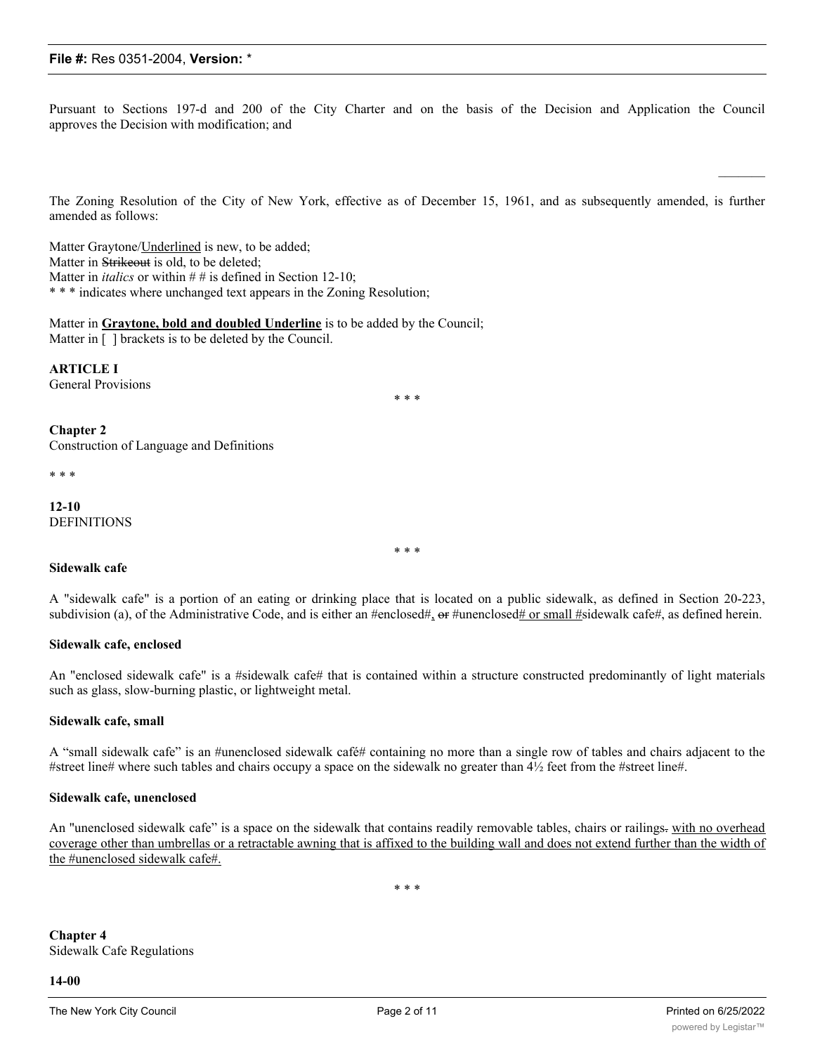Pursuant to Sections 197-d and 200 of the City Charter and on the basis of the Decision and Application the Council approves the Decision with modification; and

The Zoning Resolution of the City of New York, effective as of December 15, 1961, and as subsequently amended, is further amended as follows:

Matter Graytone/<u>Underlined</u> is new, to be added;
Matter in ~~Strikeout~~ is old, to be deleted;
Matter in *italics* or within # # is defined in Section 12-10;
* * * indicates where unchanged text appears in the Zoning Resolution;

Matter in **<u>Graytone, bold and doubled Underline</u>** is to be added by the Council;
Matter in [ ] brackets is to be deleted by the Council.

**ARTICLE I**
General Provisions

* * *

**Chapter 2**
Construction of Language and Definitions

* * *

**12-10**
DEFINITIONS

* * *

**Sidewalk cafe**

A "sidewalk cafe" is a portion of an eating or drinking place that is located on a public sidewalk, as defined in Section 20-223, subdivision (a), of the Administrative Code, and is either an #enclosed#<u>,</u> ~~or~~ #unenclosed<u># or small #</u>sidewalk cafe#, as defined herein.

**Sidewalk cafe, enclosed**

An "enclosed sidewalk cafe" is a #sidewalk cafe# that is contained within a structure constructed predominantly of light materials such as glass, slow-burning plastic, or lightweight metal.

**Sidewalk cafe, small**

A "small sidewalk cafe" is an #unenclosed sidewalk café# containing no more than a single row of tables and chairs adjacent to the #street line# where such tables and chairs occupy a space on the sidewalk no greater than 4½ feet from the #street line#.

**Sidewalk cafe, unenclosed**

An "unenclosed sidewalk cafe" is a space on the sidewalk that contains readily removable tables, chairs or railings~~.~~ <u>with no overhead coverage other than umbrellas or a retractable awning that is affixed to the building wall and does not extend further than the width of the #unenclosed sidewalk cafe#.</u>

* * *

**Chapter 4**
Sidewalk Cafe Regulations

**14-00**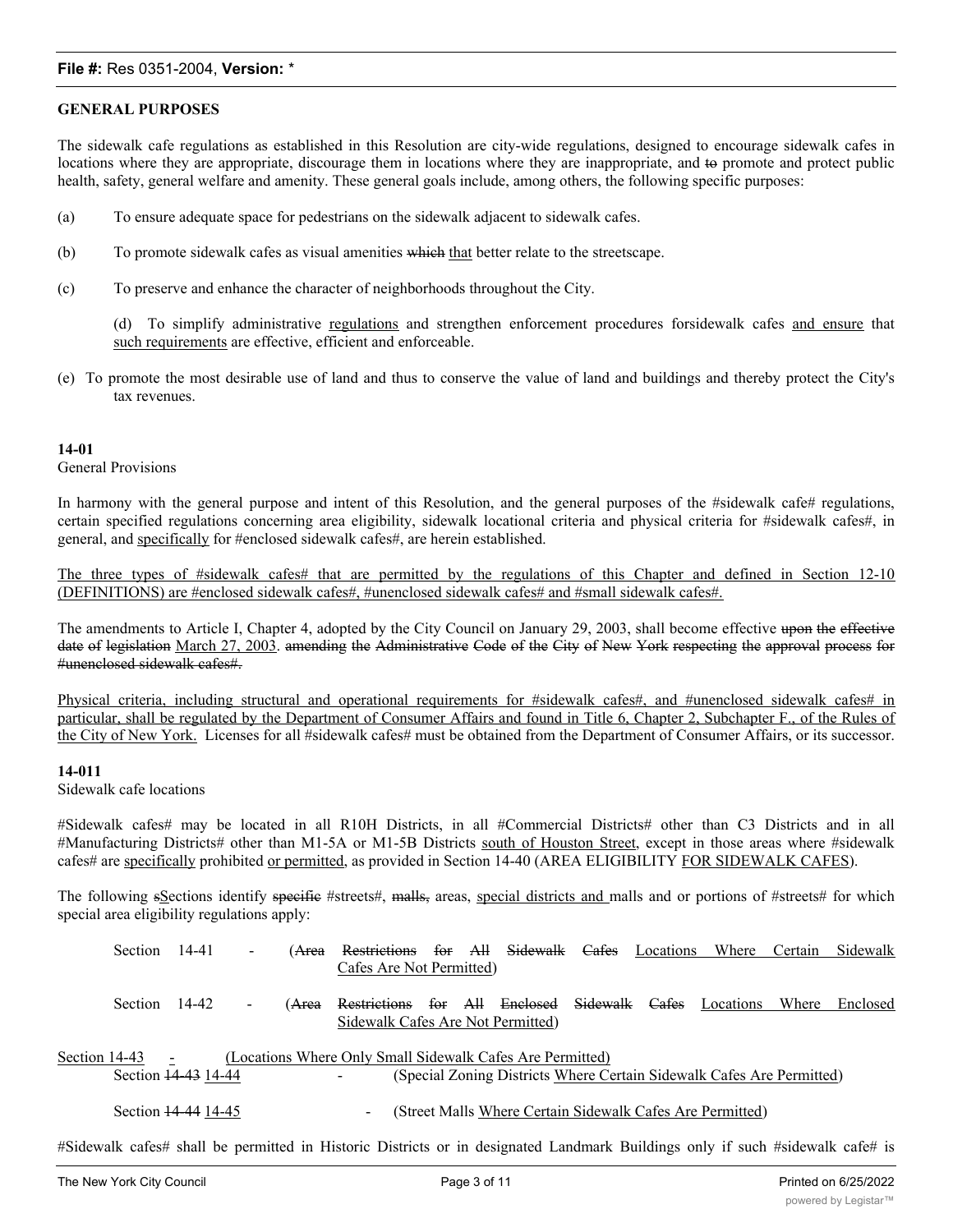**GENERAL PURPOSES**

The sidewalk cafe regulations as established in this Resolution are city-wide regulations, designed to encourage sidewalk cafes in locations where they are appropriate, discourage them in locations where they are inappropriate, and ~~to~~ promote and protect public health, safety, general welfare and amenity. These general goals include, among others, the following specific purposes:

(a) To ensure adequate space for pedestrians on the sidewalk adjacent to sidewalk cafes.

(b) To promote sidewalk cafes as visual amenities ~~which~~ <u>that</u> better relate to the streetscape.

(c) To preserve and enhance the character of neighborhoods throughout the City.

(d) To simplify administrative <u>regulations</u> and strengthen enforcement procedures forsidewalk cafes <u>and ensure</u> that <u>such requirements</u> are effective, efficient and enforceable.

(e) To promote the most desirable use of land and thus to conserve the value of land and buildings and thereby protect the City's tax revenues.

**14-01**

General Provisions

In harmony with the general purpose and intent of this Resolution, and the general purposes of the #sidewalk cafe# regulations, certain specified regulations concerning area eligibility, sidewalk locational criteria and physical criteria for #sidewalk cafes#, in general, and <u>specifically</u> for #enclosed sidewalk cafes#, are herein established.

<u>The three types of #sidewalk cafes# that are permitted by the regulations of this Chapter and defined in Section 12-10 (DEFINITIONS) are #enclosed sidewalk cafes#, #unenclosed sidewalk cafes# and #small sidewalk cafes#.</u>

The amendments to Article I, Chapter 4, adopted by the City Council on January 29, 2003, shall become effective ~~upon the effective date of legislation~~ <u>March 27, 2003</u>. ~~amending the Administrative Code of the City of New York respecting the approval process for #unenclosed sidewalk cafes#.~~

<u>Physical criteria, including structural and operational requirements for #sidewalk cafes#, and #unenclosed sidewalk cafes# in particular, shall be regulated by the Department of Consumer Affairs and found in Title 6, Chapter 2, Subchapter F., of the Rules of the City of New York.</u> Licenses for all #sidewalk cafes# must be obtained from the Department of Consumer Affairs, or its successor.

**14-011**

Sidewalk cafe locations

#Sidewalk cafes# may be located in all R10H Districts, in all #Commercial Districts# other than C3 Districts and in all #Manufacturing Districts# other than M1-5A or M1-5B Districts <u>south of Houston Street</u>, except in those areas where #sidewalk cafes# are <u>specifically</u> prohibited <u>or permitted</u>, as provided in Section 14-40 (AREA ELIGIBILITY <u>FOR SIDEWALK CAFES</u>).

The following ~~s~~<u>S</u>ections identify ~~specific~~ #streets#, ~~malls,~~ areas, <u>special districts and</u> malls and or portions of #streets# for which special area eligibility regulations apply:

Section 14-41 - (~~Area Restrictions for All Sidewalk Cafes~~ <u>Locations Where Certain Sidewalk Cafes Are Not Permitted</u>)

Section 14-42 - (~~Area Restrictions for All Enclosed Sidewalk Cafes~~ <u>Locations Where Enclosed Sidewalk Cafes Are Not Permitted</u>)

<u>Section 14-43 - (Locations Where Only Small Sidewalk Cafes Are Permitted)</u>

Section ~~14-43~~ <u>14-44</u> - (Special Zoning Districts <u>Where Certain Sidewalk Cafes Are Permitted</u>)

Section ~~14-44~~ <u>14-45</u> - (Street Malls <u>Where Certain Sidewalk Cafes Are Permitted</u>)

#Sidewalk cafes# shall be permitted in Historic Districts or in designated Landmark Buildings only if such #sidewalk cafe# is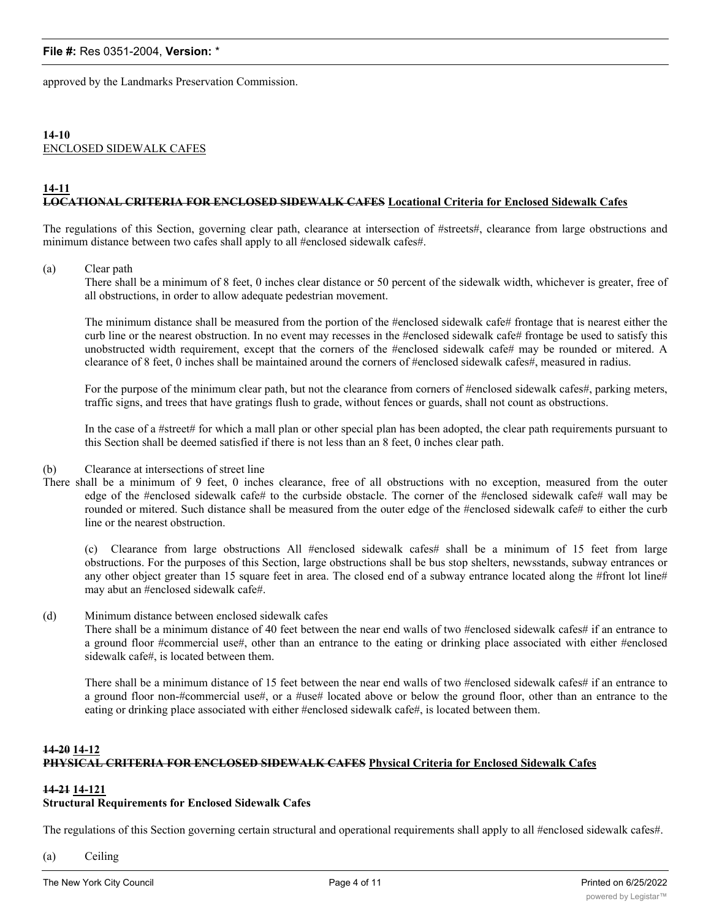approved by the Landmarks Preservation Commission.

**14-10**
ENCLOSED SIDEWALK CAFES

**14-11**
**~~LOCATIONAL CRITERIA FOR ENCLOSED SIDEWALK CAFES~~** **Locational Criteria for Enclosed Sidewalk Cafes**

The regulations of this Section, governing clear path, clearance at intersection of #streets#, clearance from large obstructions and minimum distance between two cafes shall apply to all #enclosed sidewalk cafes#.

(a) Clear path

There shall be a minimum of 8 feet, 0 inches clear distance or 50 percent of the sidewalk width, whichever is greater, free of all obstructions, in order to allow adequate pedestrian movement.

The minimum distance shall be measured from the portion of the #enclosed sidewalk cafe# frontage that is nearest either the curb line or the nearest obstruction. In no event may recesses in the #enclosed sidewalk cafe# frontage be used to satisfy this unobstructed width requirement, except that the corners of the #enclosed sidewalk cafe# may be rounded or mitered. A clearance of 8 feet, 0 inches shall be maintained around the corners of #enclosed sidewalk cafes#, measured in radius.

For the purpose of the minimum clear path, but not the clearance from corners of #enclosed sidewalk cafes#, parking meters, traffic signs, and trees that have gratings flush to grade, without fences or guards, shall not count as obstructions.

In the case of a #street# for which a mall plan or other special plan has been adopted, the clear path requirements pursuant to this Section shall be deemed satisfied if there is not less than an 8 feet, 0 inches clear path.

(b) Clearance at intersections of street line

There shall be a minimum of 9 feet, 0 inches clearance, free of all obstructions with no exception, measured from the outer edge of the #enclosed sidewalk cafe# to the curbside obstacle. The corner of the #enclosed sidewalk cafe# wall may be rounded or mitered. Such distance shall be measured from the outer edge of the #enclosed sidewalk cafe# to either the curb line or the nearest obstruction.

(c) Clearance from large obstructions All #enclosed sidewalk cafes# shall be a minimum of 15 feet from large obstructions. For the purposes of this Section, large obstructions shall be bus stop shelters, newsstands, subway entrances or any other object greater than 15 square feet in area. The closed end of a subway entrance located along the #front lot line# may abut an #enclosed sidewalk cafe#.

(d) Minimum distance between enclosed sidewalk cafes

There shall be a minimum distance of 40 feet between the near end walls of two #enclosed sidewalk cafes# if an entrance to a ground floor #commercial use#, other than an entrance to the eating or drinking place associated with either #enclosed sidewalk cafe#, is located between them.

There shall be a minimum distance of 15 feet between the near end walls of two #enclosed sidewalk cafes# if an entrance to a ground floor non-#commercial use#, or a #use# located above or below the ground floor, other than an entrance to the eating or drinking place associated with either #enclosed sidewalk cafe#, is located between them.

**~~14-20~~** **14-12**
**~~PHYSICAL CRITERIA FOR ENCLOSED SIDEWALK CAFES~~** **Physical Criteria for Enclosed Sidewalk Cafes**

**~~14-21~~** **14-121**
**Structural Requirements for Enclosed Sidewalk Cafes**

The regulations of this Section governing certain structural and operational requirements shall apply to all #enclosed sidewalk cafes#.

(a) Ceiling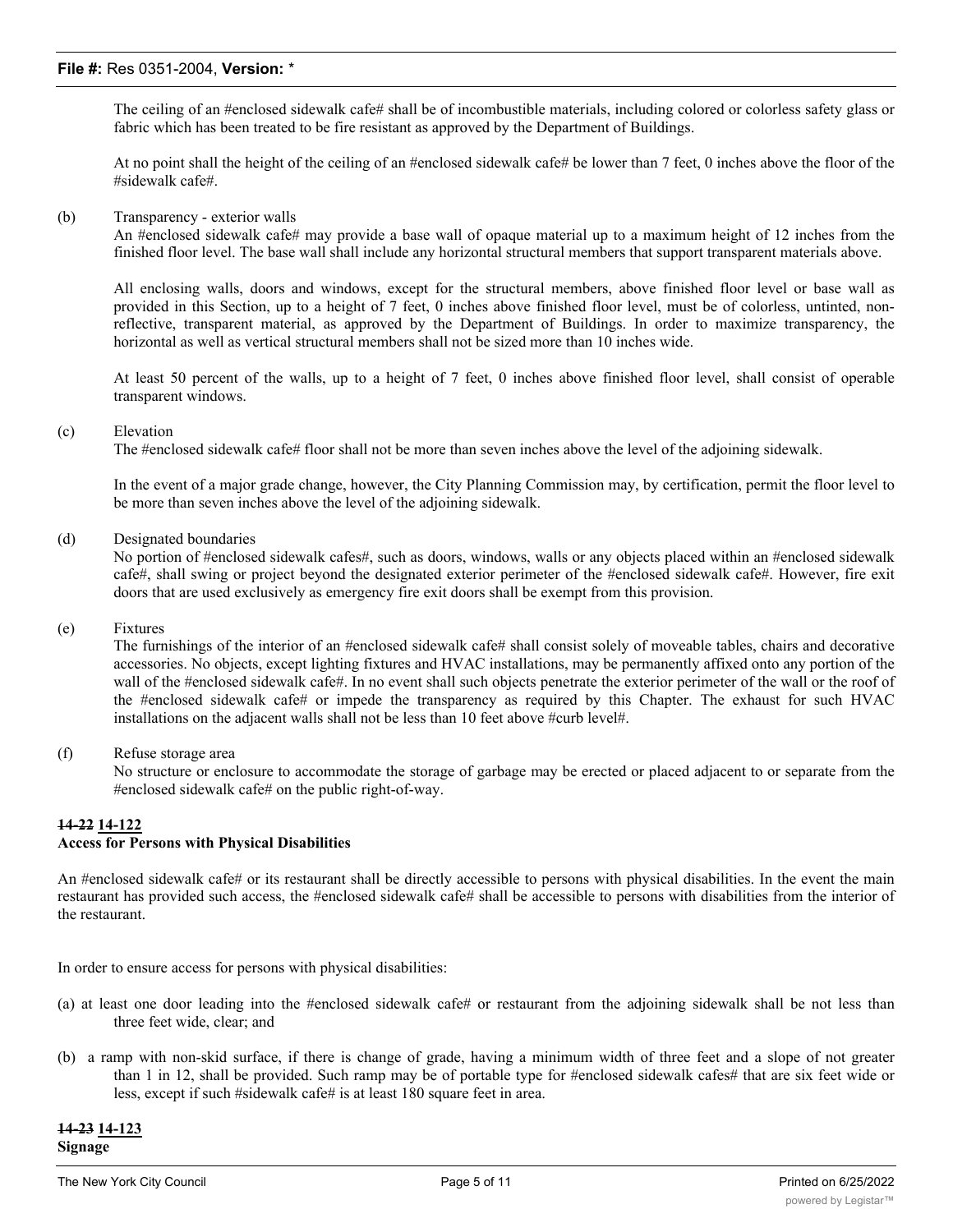The ceiling of an #enclosed sidewalk cafe# shall be of incombustible materials, including colored or colorless safety glass or fabric which has been treated to be fire resistant as approved by the Department of Buildings.

At no point shall the height of the ceiling of an #enclosed sidewalk cafe# be lower than 7 feet, 0 inches above the floor of the #sidewalk cafe#.

(b) Transparency - exterior walls
An #enclosed sidewalk cafe# may provide a base wall of opaque material up to a maximum height of 12 inches from the finished floor level. The base wall shall include any horizontal structural members that support transparent materials above.

All enclosing walls, doors and windows, except for the structural members, above finished floor level or base wall as provided in this Section, up to a height of 7 feet, 0 inches above finished floor level, must be of colorless, untinted, non-reflective, transparent material, as approved by the Department of Buildings. In order to maximize transparency, the horizontal as well as vertical structural members shall not be sized more than 10 inches wide.

At least 50 percent of the walls, up to a height of 7 feet, 0 inches above finished floor level, shall consist of operable transparent windows.

(c) Elevation
The #enclosed sidewalk cafe# floor shall not be more than seven inches above the level of the adjoining sidewalk.

In the event of a major grade change, however, the City Planning Commission may, by certification, permit the floor level to be more than seven inches above the level of the adjoining sidewalk.

(d) Designated boundaries
No portion of #enclosed sidewalk cafes#, such as doors, windows, walls or any objects placed within an #enclosed sidewalk cafe#, shall swing or project beyond the designated exterior perimeter of the #enclosed sidewalk cafe#. However, fire exit doors that are used exclusively as emergency fire exit doors shall be exempt from this provision.

(e) Fixtures
The furnishings of the interior of an #enclosed sidewalk cafe# shall consist solely of moveable tables, chairs and decorative accessories. No objects, except lighting fixtures and HVAC installations, may be permanently affixed onto any portion of the wall of the #enclosed sidewalk cafe#. In no event shall such objects penetrate the exterior perimeter of the wall or the roof of the #enclosed sidewalk cafe# or impede the transparency as required by this Chapter. The exhaust for such HVAC installations on the adjacent walls shall not be less than 10 feet above #curb level#.

(f) Refuse storage area
No structure or enclosure to accommodate the storage of garbage may be erected or placed adjacent to or separate from the #enclosed sidewalk cafe# on the public right-of-way.

**~~14-22~~ 14-122**
**Access for Persons with Physical Disabilities**

An #enclosed sidewalk cafe# or its restaurant shall be directly accessible to persons with physical disabilities. In the event the main restaurant has provided such access, the #enclosed sidewalk cafe# shall be accessible to persons with disabilities from the interior of the restaurant.

In order to ensure access for persons with physical disabilities:

(a) at least one door leading into the #enclosed sidewalk cafe# or restaurant from the adjoining sidewalk shall be not less than three feet wide, clear; and

(b) a ramp with non-skid surface, if there is change of grade, having a minimum width of three feet and a slope of not greater than 1 in 12, shall be provided. Such ramp may be of portable type for #enclosed sidewalk cafes# that are six feet wide or less, except if such #sidewalk cafe# is at least 180 square feet in area.

**~~14-23~~ 14-123**
**Signage**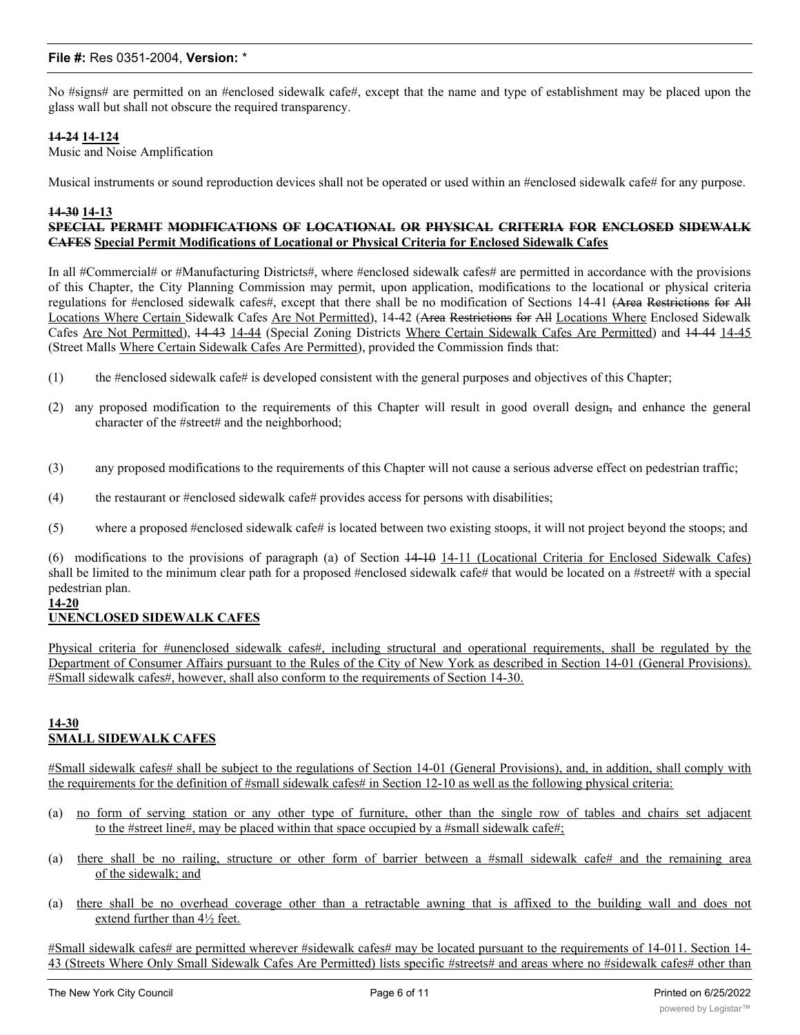No #signs# are permitted on an #enclosed sidewalk cafe#, except that the name and type of establishment may be placed upon the glass wall but shall not obscure the required transparency.

**~~14-24~~ 14-124**

Music and Noise Amplification

Musical instruments or sound reproduction devices shall not be operated or used within an #enclosed sidewalk cafe# for any purpose.

**~~14-30~~ 14-13**

**~~SPECIAL PERMIT MODIFICATIONS OF LOCATIONAL OR PHYSICAL CRITERIA FOR ENCLOSED SIDEWALK CAFES~~ Special Permit Modifications of Locational or Physical Criteria for Enclosed Sidewalk Cafes**

In all #Commercial# or #Manufacturing Districts#, where #enclosed sidewalk cafes# are permitted in accordance with the provisions of this Chapter, the City Planning Commission may permit, upon application, modifications to the locational or physical criteria regulations for #enclosed sidewalk cafes#, except that there shall be no modification of Sections 14-41 (~~Area Restrictions for All~~ Locations Where Certain Sidewalk Cafes Are Not Permitted), 14-42 (~~Area Restrictions for All~~ Locations Where Enclosed Sidewalk Cafes Are Not Permitted), ~~14-43~~ 14-44 (Special Zoning Districts Where Certain Sidewalk Cafes Are Permitted) and ~~14-44~~ 14-45 (Street Malls Where Certain Sidewalk Cafes Are Permitted), provided the Commission finds that:

(1) the #enclosed sidewalk cafe# is developed consistent with the general purposes and objectives of this Chapter;

(2) any proposed modification to the requirements of this Chapter will result in good overall design~~,~~ and enhance the general character of the #street# and the neighborhood;

(3) any proposed modifications to the requirements of this Chapter will not cause a serious adverse effect on pedestrian traffic;

(4) the restaurant or #enclosed sidewalk cafe# provides access for persons with disabilities;

(5) where a proposed #enclosed sidewalk cafe# is located between two existing stoops, it will not project beyond the stoops; and

(6) modifications to the provisions of paragraph (a) of Section ~~14-10~~ 14-11 (Locational Criteria for Enclosed Sidewalk Cafes) shall be limited to the minimum clear path for a proposed #enclosed sidewalk cafe# that would be located on a #street# with a special pedestrian plan.

**14-20**

**UNENCLOSED SIDEWALK CAFES**

Physical criteria for #unenclosed sidewalk cafes#, including structural and operational requirements, shall be regulated by the Department of Consumer Affairs pursuant to the Rules of the City of New York as described in Section 14-01 (General Provisions). #Small sidewalk cafes#, however, shall also conform to the requirements of Section 14-30.

**14-30**

**SMALL SIDEWALK CAFES**

#Small sidewalk cafes# shall be subject to the regulations of Section 14-01 (General Provisions), and, in addition, shall comply with the requirements for the definition of #small sidewalk cafes# in Section 12-10 as well as the following physical criteria:

(a) no form of serving station or any other type of furniture, other than the single row of tables and chairs set adjacent to the #street line#, may be placed within that space occupied by a #small sidewalk cafe#;

(a) there shall be no railing, structure or other form of barrier between a #small sidewalk cafe# and the remaining area of the sidewalk; and

(a) there shall be no overhead coverage other than a retractable awning that is affixed to the building wall and does not extend further than 4½ feet.

#Small sidewalk cafes# are permitted wherever #sidewalk cafes# may be located pursuant to the requirements of 14-011. Section 14-43 (Streets Where Only Small Sidewalk Cafes Are Permitted) lists specific #streets# and areas where no #sidewalk cafes# other than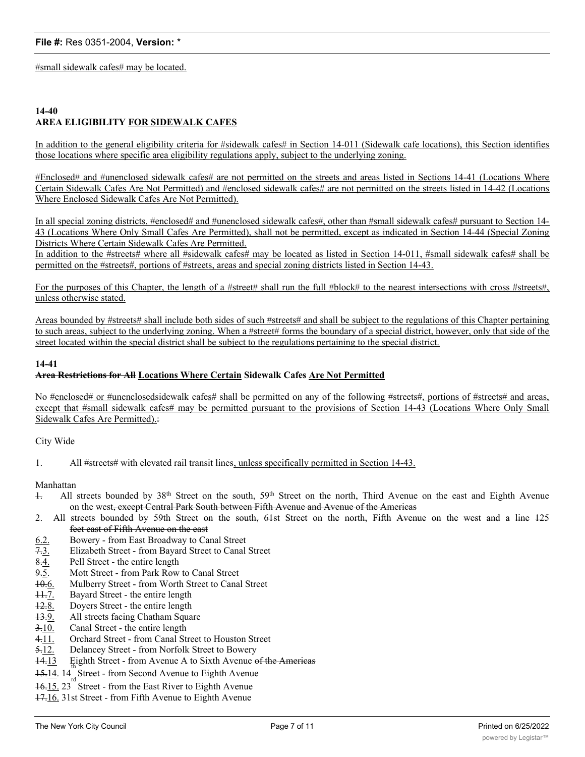#small sidewalk cafes# may be located.

**14-40**
**AREA ELIGIBILITY FOR SIDEWALK CAFES**

In addition to the general eligibility criteria for #sidewalk cafes# in Section 14-011 (Sidewalk cafe locations), this Section identifies those locations where specific area eligibility regulations apply, subject to the underlying zoning.

#Enclosed# and #unenclosed sidewalk cafes# are not permitted on the streets and areas listed in Sections 14-41 (Locations Where Certain Sidewalk Cafes Are Not Permitted) and #enclosed sidewalk cafes# are not permitted on the streets listed in 14-42 (Locations Where Enclosed Sidewalk Cafes Are Not Permitted).

In all special zoning districts, #enclosed# and #unenclosed sidewalk cafes#, other than #small sidewalk cafes# pursuant to Section 14-43 (Locations Where Only Small Cafes Are Permitted), shall not be permitted, except as indicated in Section 14-44 (Special Zoning Districts Where Certain Sidewalk Cafes Are Permitted.
In addition to the #streets# where all #sidewalk cafes# may be located as listed in Section 14-011, #small sidewalk cafes# shall be permitted on the #streets#, portions of #streets, areas and special zoning districts listed in Section 14-43.

For the purposes of this Chapter, the length of a #street# shall run the full #block# to the nearest intersections with cross #streets#, unless otherwise stated.

Areas bounded by #streets# shall include both sides of such #streets# and shall be subject to the regulations of this Chapter pertaining to such areas, subject to the underlying zoning. When a #street# forms the boundary of a special district, however, only that side of the street located within the special district shall be subject to the regulations pertaining to the special district.

**14-41**
**~~Area Restrictions for All~~ Locations Where Certain Sidewalk Cafes Are Not Permitted**

No #enclosed# or #unenclosedsidewalk cafes# shall be permitted on any of the following #streets#, portions of #streets# and areas, except that #small sidewalk cafes# may be permitted pursuant to the provisions of Section 14-43 (Locations Where Only Small Sidewalk Cafes Are Permitted).~~:~~

City Wide

1. All #streets# with elevated rail transit lines, unless specifically permitted in Section 14-43.

Manhattan

- ~~1.~~ All streets bounded by 38th Street on the south, 59th Street on the north, Third Avenue on the east and Eighth Avenue on the west~~, except Central Park South between Fifth Avenue and Avenue of the Americas~~
- 2. ~~All streets bounded by 59th Street on the south, 61st Street on the north, Fifth Avenue on the west and a line 125 feet east of Fifth Avenue on the east~~
- ~~6.~~2. Bowery - from East Broadway to Canal Street
- ~~7.~~3. Elizabeth Street - from Bayard Street to Canal Street
- ~~8.~~4. Pell Street - the entire length
- ~~9.~~5. Mott Street - from Park Row to Canal Street
- ~~10.~~6. Mulberry Street - from Worth Street to Canal Street
- ~~11.~~7. Bayard Street - the entire length
- ~~12.~~8. Doyers Street - the entire length
- ~~13.~~9. All streets facing Chatham Square
- ~~3.~~10. Canal Street - the entire length
- ~~4.~~11. Orchard Street - from Canal Street to Houston Street
- ~~5.~~12. Delancey Street - from Norfolk Street to Bowery
- ~~14.~~13 Eighth Street - from Avenue A to Sixth Avenue ~~of the Americas~~
- ~~15.~~14. 14th Street - from Second Avenue to Eighth Avenue
- ~~16.~~15. 23rd Street - from the East River to Eighth Avenue
- ~~17.~~16. 31st Street - from Fifth Avenue to Eighth Avenue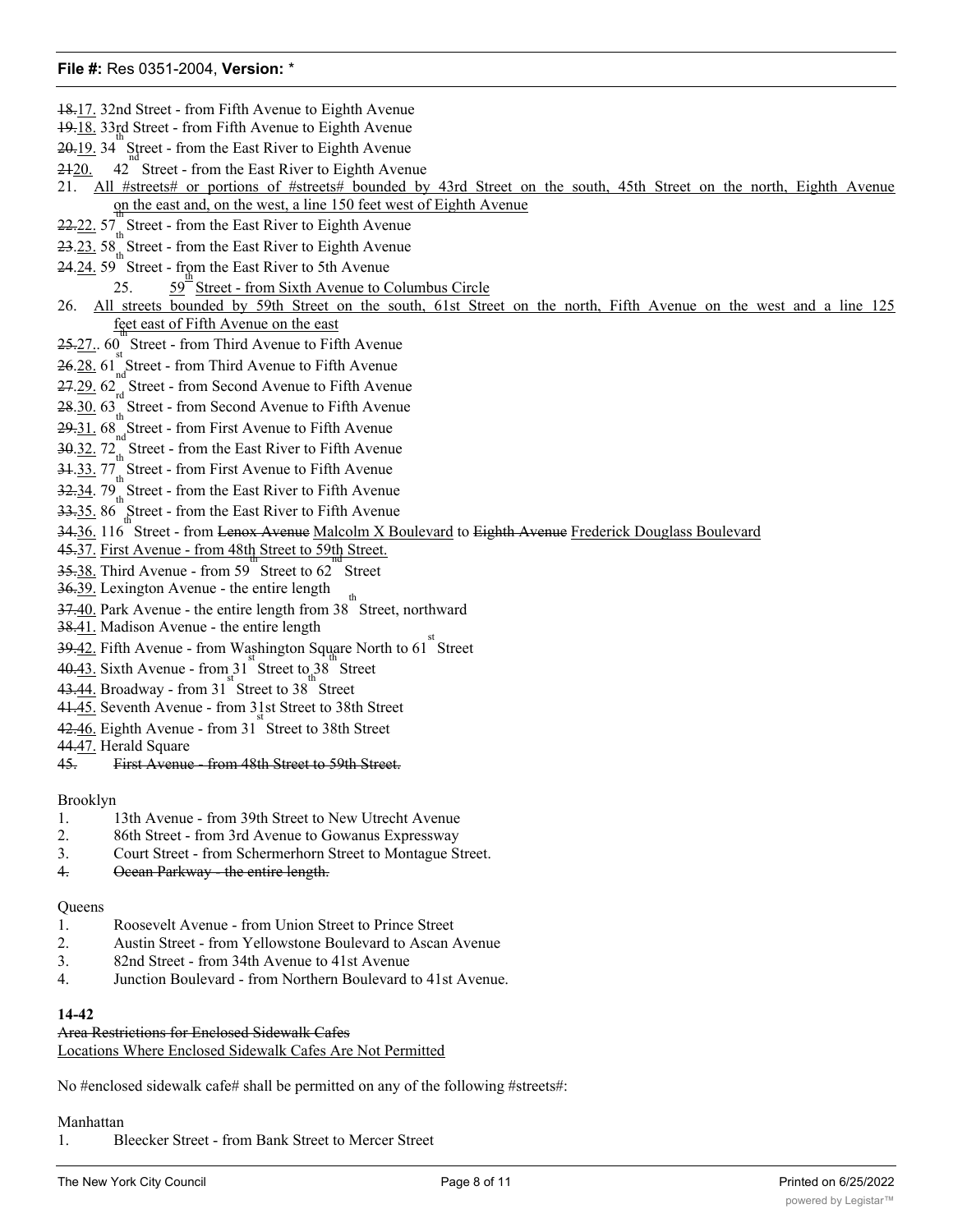~~18.~~17. 32nd Street - from Fifth Avenue to Eighth Avenue
~~19.~~18. 33rd Street - from Fifth Avenue to Eighth Avenue
~~20.~~19. 34th Street - from the East River to Eighth Avenue
~~21~~20. 42nd Street - from the East River to Eighth Avenue
21. All #streets# or portions of #streets# bounded by 43rd Street on the south, 45th Street on the north, Eighth Avenue on the east and, on the west, a line 150 feet west of Eighth Avenue
~~22.~~22. 57th Street - from the East River to Eighth Avenue
~~23.~~23. 58th Street - from the East River to Eighth Avenue
~~24.~~24. 59th Street - from the East River to 5th Avenue
25. 59th Street - from Sixth Avenue to Columbus Circle
26. All streets bounded by 59th Street on the south, 61st Street on the north, Fifth Avenue on the west and a line 125 feet east of Fifth Avenue on the east
~~25.~~27.. 60th Street - from Third Avenue to Fifth Avenue
~~26.~~28. 61st Street - from Third Avenue to Fifth Avenue
~~27.~~29. 62nd Street - from Second Avenue to Fifth Avenue
~~28.~~30. 63rd Street - from Second Avenue to Fifth Avenue
~~29.~~31. 68th Street - from First Avenue to Fifth Avenue
~~30.~~32. 72nd Street - from the East River to Fifth Avenue
~~31.~~33. 77th Street - from First Avenue to Fifth Avenue
~~32.~~34. 79th Street - from the East River to Fifth Avenue
~~33.~~35. 86th Street - from the East River to Fifth Avenue
~~34.~~36. 116th Street - from ~~Lenox Avenue~~ Malcolm X Boulevard to ~~Eighth Avenue~~ Frederick Douglass Boulevard
~~45.~~37. First Avenue - from 48th Street to 59th Street.
~~35.~~38. Third Avenue - from 59th Street to 62nd Street
~~36.~~39. Lexington Avenue - the entire length
~~37.~~40. Park Avenue - the entire length from 38th Street, northward
~~38.~~41. Madison Avenue - the entire length
~~39.~~42. Fifth Avenue - from Washington Square North to 61st Street
~~40.~~43. Sixth Avenue - from 31st Street to 38th Street
~~43.~~44. Broadway - from 31st Street to 38th Street
~~41.~~45. Seventh Avenue - from 31st Street to 38th Street
~~42.~~46. Eighth Avenue - from 31st Street to 38th Street
~~44.~~47. Herald Square
~~45. First Avenue - from 48th Street to 59th Street.~~

Brooklyn

1. 13th Avenue - from 39th Street to New Utrecht Avenue
2. 86th Street - from 3rd Avenue to Gowanus Expressway
3. Court Street - from Schermerhorn Street to Montague Street.
~~4. Ocean Parkway - the entire length.~~

Queens

1. Roosevelt Avenue - from Union Street to Prince Street
2. Austin Street - from Yellowstone Boulevard to Ascan Avenue
3. 82nd Street - from 34th Avenue to 41st Avenue
4. Junction Boulevard - from Northern Boulevard to 41st Avenue.

**14-42**

~~Area Restrictions for Enclosed Sidewalk Cafes~~
Locations Where Enclosed Sidewalk Cafes Are Not Permitted

No #enclosed sidewalk cafe# shall be permitted on any of the following #streets#:

Manhattan

1. Bleecker Street - from Bank Street to Mercer Street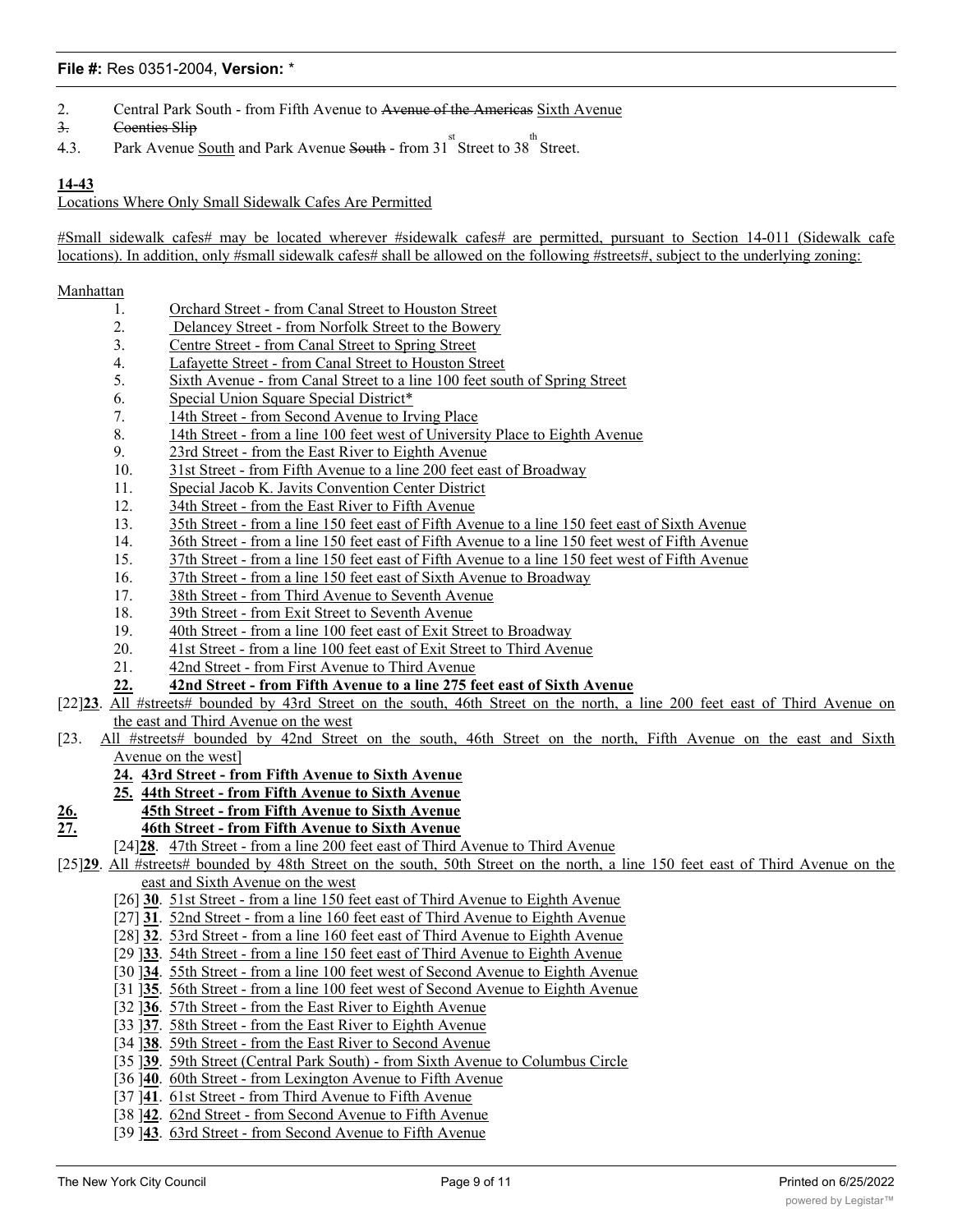2. Central Park South - from Fifth Avenue to ~~Avenue of the Americas~~ <u>Sixth Avenue</u>
~~3. Coenties Slip~~
~~4~~.3. Park Avenue <u>South</u> and Park Avenue ~~South~~ - from 31st Street to 38th Street.

**<u>14-43</u>**
<u>Locations Where Only Small Sidewalk Cafes Are Permitted</u>

<u>#Small sidewalk cafes# may be located wherever #sidewalk cafes# are permitted, pursuant to Section 14-011 (Sidewalk cafe locations). In addition, only #small sidewalk cafes# shall be allowed on the following #streets#, subject to the underlying zoning:</u>

<u>Manhattan</u>

1. <u>Orchard Street - from Canal Street to Houston Street</u>
2. <u>Delancey Street - from Norfolk Street to the Bowery</u>
3. <u>Centre Street - from Canal Street to Spring Street</u>
4. <u>Lafayette Street - from Canal Street to Houston Street</u>
5. <u>Sixth Avenue - from Canal Street to a line 100 feet south of Spring Street</u>
6. <u>Special Union Square Special District*</u>
7. <u>14th Street - from Second Avenue to Irving Place</u>
8. <u>14th Street - from a line 100 feet west of University Place to Eighth Avenue</u>
9. <u>23rd Street - from the East River to Eighth Avenue</u>
10. <u>31st Street - from Fifth Avenue to a line 200 feet east of Broadway</u>
11. <u>Special Jacob K. Javits Convention Center District</u>
12. <u>34th Street - from the East River to Fifth Avenue</u>
13. <u>35th Street - from a line 150 feet east of Fifth Avenue to a line 150 feet east of Sixth Avenue</u>
14. <u>36th Street - from a line 150 feet east of Fifth Avenue to a line 150 feet west of Fifth Avenue</u>
15. <u>37th Street - from a line 150 feet east of Fifth Avenue to a line 150 feet west of Fifth Avenue</u>
16. <u>37th Street - from a line 150 feet east of Sixth Avenue to Broadway</u>
17. <u>38th Street - from Third Avenue to Seventh Avenue</u>
18. <u>39th Street - from Exit Street to Seventh Avenue</u>
19. <u>40th Street - from a line 100 feet east of Exit Street to Broadway</u>
20. <u>41st Street - from a line 100 feet east of Exit Street to Third Avenue</u>
21. <u>42nd Street - from First Avenue to Third Avenue</u>

**<u>22.</u>** **<u>42nd Street - from Fifth Avenue to a line 275 feet east of Sixth Avenue</u>**

[22]**<u>23</u>**. <u>All #streets# bounded by 43rd Street on the south, 46th Street on the north, a line 200 feet east of Third Avenue on the east and Third Avenue on the west</u>

[23. <u>All #streets# bounded by 42nd Street on the south, 46th Street on the north, Fifth Avenue on the east and Sixth Avenue on the west</u>]

**<u>24.</u>** **<u>43rd Street - from Fifth Avenue to Sixth Avenue</u>**

**<u>25.</u>** **<u>44th Street - from Fifth Avenue to Sixth Avenue</u>**

**<u>26.</u>** **<u>45th Street - from Fifth Avenue to Sixth Avenue</u>**

**<u>27.</u>** **<u>46th Street - from Fifth Avenue to Sixth Avenue</u>**

[24]**<u>28</u>**. <u>47th Street - from a line 200 feet east of Third Avenue to Third Avenue</u>

[25]**<u>29</u>**. <u>All #streets# bounded by 48th Street on the south, 50th Street on the north, a line 150 feet east of Third Avenue on the east and Sixth Avenue on the west</u>

[26] **<u>30</u>**. <u>51st Street - from a line 150 feet east of Third Avenue to Eighth Avenue</u>

[27] **<u>31</u>**. <u>52nd Street - from a line 160 feet east of Third Avenue to Eighth Avenue</u>

[28] **<u>32</u>**. <u>53rd Street - from a line 160 feet east of Third Avenue to Eighth Avenue</u>

[29 ]**<u>33</u>**. <u>54th Street - from a line 150 feet east of Third Avenue to Eighth Avenue</u>

[30 ]**<u>34</u>**. <u>55th Street - from a line 100 feet west of Second Avenue to Eighth Avenue</u>

[31 ]**<u>35</u>**. <u>56th Street - from a line 100 feet west of Second Avenue to Eighth Avenue</u>

[32 ]**<u>36</u>**. <u>57th Street - from the East River to Eighth Avenue</u>

[33 ]**<u>37</u>**. <u>58th Street - from the East River to Eighth Avenue</u>

[34 ]**<u>38</u>**. <u>59th Street - from the East River to Second Avenue</u>

[35 ]**<u>39</u>**. <u>59th Street (Central Park South) - from Sixth Avenue to Columbus Circle</u>

[36 ]**<u>40</u>**. <u>60th Street - from Lexington Avenue to Fifth Avenue</u>

[37 ]**<u>41</u>**. <u>61st Street - from Third Avenue to Fifth Avenue</u>

[38 ]**<u>42</u>**. <u>62nd Street - from Second Avenue to Fifth Avenue</u>

[39 ]**<u>43</u>**. <u>63rd Street - from Second Avenue to Fifth Avenue</u>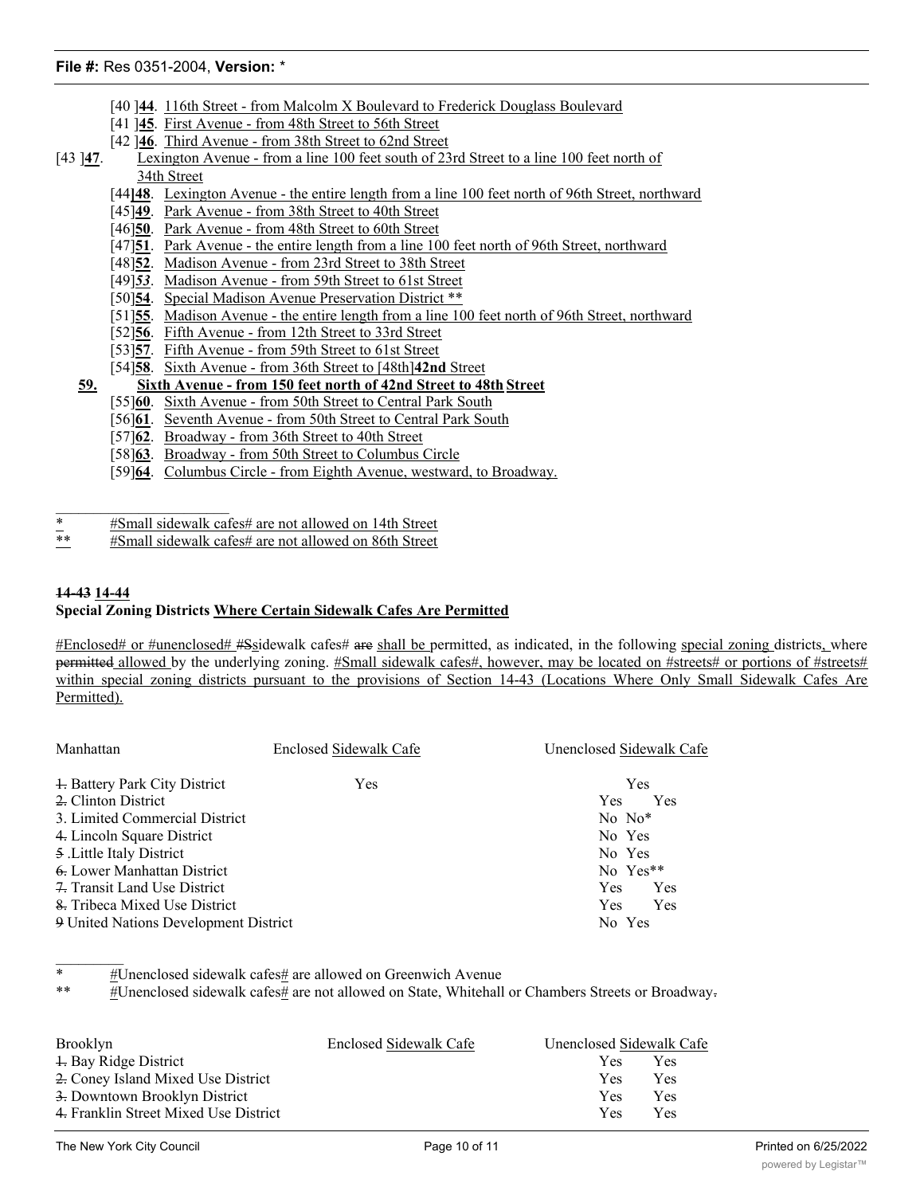[40 ]**44**. 116th Street - from Malcolm X Boulevard to Frederick Douglass Boulevard

[41 ]**45**. First Avenue - from 48th Street to 56th Street

[42 ]**46**. Third Avenue - from 38th Street to 62nd Street

[43 ]**47**. Lexington Avenue - from a line 100 feet south of 23rd Street to a line 100 feet north of 34th Street

[44]**48**. Lexington Avenue - the entire length from a line 100 feet north of 96th Street, northward

[45]**49**. Park Avenue - from 38th Street to 40th Street

[46]**50**. Park Avenue - from 48th Street to 60th Street

[47]**51**. Park Avenue - the entire length from a line 100 feet north of 96th Street, northward

[48]**52**. Madison Avenue - from 23rd Street to 38th Street

[49]***53***. Madison Avenue - from 59th Street to 61st Street

[50]**54**. Special Madison Avenue Preservation District **

[51]**55**. Madison Avenue - the entire length from a line 100 feet north of 96th Street, northward

[52]**56**. Fifth Avenue - from 12th Street to 33rd Street

[53]**57**. Fifth Avenue - from 59th Street to 61st Street

[54]**58**. Sixth Avenue - from 36th Street to [48th]**42nd** Street

**59. Sixth Avenue - from 150 feet north of 42nd Street to 48th Street**

[55]**60**. Sixth Avenue - from 50th Street to Central Park South

[56]**61**. Seventh Avenue - from 50th Street to Central Park South

[57]**62**. Broadway - from 36th Street to 40th Street

[58]**63**. Broadway - from 50th Street to Columbus Circle

[59]**64**. Columbus Circle - from Eighth Avenue, westward, to Broadway.

---

\* #Small sidewalk cafes# are not allowed on 14th Street

\** #Small sidewalk cafes# are not allowed on 86th Street

**~~14-43~~ 14-44**

**Special Zoning Districts Where Certain Sidewalk Cafes Are Permitted**

#Enclosed# or #unenclosed# #~~S~~sidewalk cafes# ~~are~~ shall be permitted, as indicated, in the following special zoning districts, where ~~permitted~~ allowed by the underlying zoning. #Small sidewalk cafes#, however, may be located on #streets# or portions of #streets# within special zoning districts pursuant to the provisions of Section 14-43 (Locations Where Only Small Sidewalk Cafes Are Permitted).

| Manhattan | Enclosed Sidewalk Cafe | Unenclosed Sidewalk Cafe |
|---|---|---|
| ~~1.~~ Battery Park City District | Yes | Yes |
| ~~2.~~ Clinton District | Yes | Yes |
| 3. Limited Commercial District | No | No* |
| ~~4.~~ Lincoln Square District | No | Yes |
| ~~5~~ .Little Italy District | No | Yes |
| ~~6.~~ Lower Manhattan District | No | Yes** |
| ~~7.~~ Transit Land Use District | Yes | Yes |
| ~~8.~~ Tribeca Mixed Use District | Yes | Yes |
| ~~9~~ United Nations Development District | No | Yes |

---

\* #Unenclosed sidewalk cafes# are allowed on Greenwich Avenue

\** #Unenclosed sidewalk cafes# are not allowed on State, Whitehall or Chambers Streets or Broadway~~.~~

| Brooklyn | Enclosed Sidewalk Cafe | Unenclosed Sidewalk Cafe |
|---|---|---|
| ~~1.~~ Bay Ridge District | Yes | Yes |
| ~~2.~~ Coney Island Mixed Use District | Yes | Yes |
| ~~3.~~ Downtown Brooklyn District | Yes | Yes |
| ~~4.~~ Franklin Street Mixed Use District | Yes | Yes |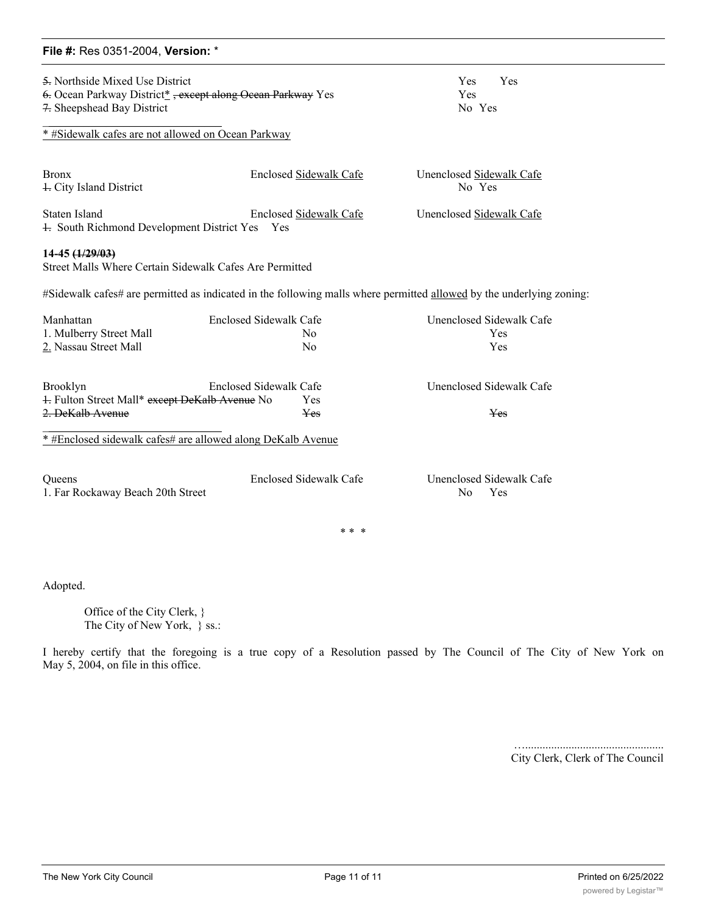5. Northside Mixed Use District Yes Yes
6. Ocean Parkway District* , except along Ocean Parkway Yes Yes
7. Sheepshead Bay District No Yes

* #Sidewalk cafes are not allowed on Ocean Parkway

| Bronx | Enclosed Sidewalk Cafe | Unenclosed Sidewalk Cafe |
|---|---|---|
| 1. City Island District | | No Yes |

| Staten Island | Enclosed Sidewalk Cafe | Unenclosed Sidewalk Cafe |
|---|---|---|
| 1. South Richmond Development District Yes | Yes | |

**14-45 (1/29/03)**

Street Malls Where Certain Sidewalk Cafes Are Permitted

#Sidewalk cafes# are permitted as indicated in the following malls where permitted allowed by the underlying zoning:

| Manhattan | Enclosed Sidewalk Cafe | Unenclosed Sidewalk Cafe |
|---|---|---|
| 1. Mulberry Street Mall | No | Yes |
| 2. Nassau Street Mall | No | Yes |

| Brooklyn | Enclosed Sidewalk Cafe | Unenclosed Sidewalk Cafe |
|---|---|---|
| 1. Fulton Street Mall* except DeKalb Avenue No | Yes | |
| 2. DeKalb Avenue | Yes | Yes |

* #Enclosed sidewalk cafes# are allowed along DeKalb Avenue

| Queens | Enclosed Sidewalk Cafe | Unenclosed Sidewalk Cafe |
|---|---|---|
| 1. Far Rockaway Beach 20th Street | | No Yes |

\* \* \*

Adopted.

Office of the City Clerk, }
The City of New York, } ss.:

I hereby certify that the foregoing is a true copy of a Resolution passed by The Council of The City of New York on May 5, 2004, on file in this office.

…..............................................
City Clerk, Clerk of The Council